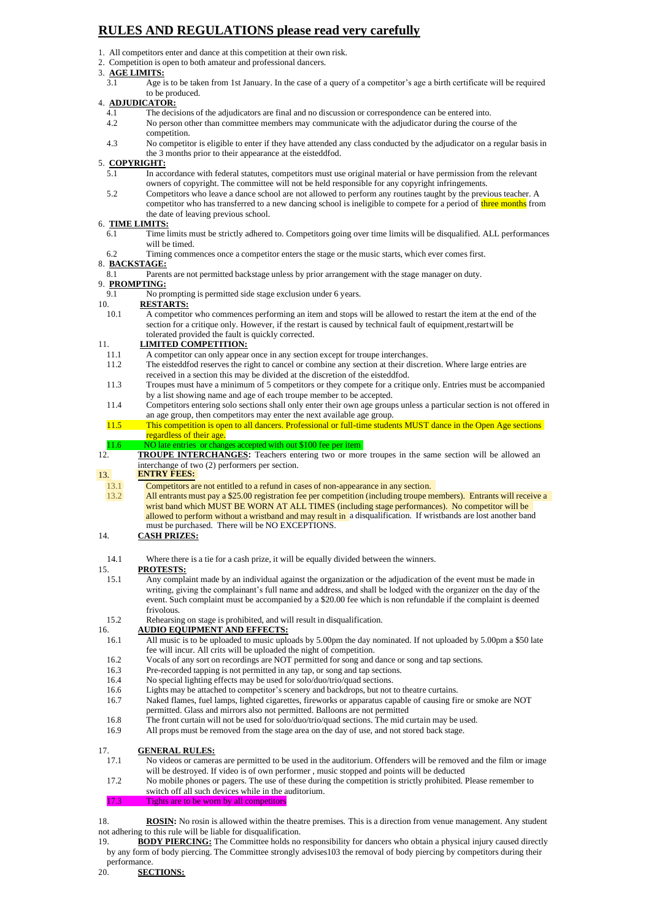# RULES AND REGULATIONS please read very carefully

1. All competitors enter and dance at this competition at their own risk.
2. Competition is open to both amateur and professional dancers.
3. **AGE LIMITS:**
   - 3.1 Age is to be taken from 1st January. In the case of a query of a competitor's age a birth certificate will be required to be produced.
4. **ADJUDICATOR:**
   - 4.1 The decisions of the adjudicators are final and no discussion or correspondence can be entered into.
   - 4.2 No person other than committee members may communicate with the adjudicator during the course of the competition.
   - 4.3 No competitor is eligible to enter if they have attended any class conducted by the adjudicator on a regular basis in the 3 months prior to their appearance at the eisteddfod.
5. **COPYRIGHT:**
   - 5.1 In accordance with federal statutes, competitors must use original material or have permission from the relevant owners of copyright. The committee will not be held responsible for any copyright infringements.
   - 5.2 Competitors who leave a dance school are not allowed to perform any routines taught by the previous teacher. A competitor who has transferred to a new dancing school is ineligible to compete for a period of three months from the date of leaving previous school.
6. **TIME LIMITS:**
   - 6.1 Time limits must be strictly adhered to. Competitors going over time limits will be disqualified. ALL performances will be timed.
   - 6.2 Timing commences once a competitor enters the stage or the music starts, which ever comes first.
8. **BACKSTAGE:**
   - 8.1 Parents are not permitted backstage unless by prior arrangement with the stage manager on duty.
9. **PROMPTING:**
   - 9.1 No prompting is permitted side stage exclusion under 6 years.
10. **RESTARTS:**
    - 10.1 A competitor who commences performing an item and stops will be allowed to restart the item at the end of the section for a critique only. However, if the restart is caused by technical fault of equipment,restartwill be tolerated provided the fault is quickly corrected.
11. **LIMITED COMPETITION:**
    - 11.1 A competitor can only appear once in any section except for troupe interchanges.
    - 11.2 The eisteddfod reserves the right to cancel or combine any section at their discretion. Where large entries are received in a section this may be divided at the discretion of the eisteddfod.
    - 11.3 Troupes must have a minimum of 5 competitors or they compete for a critique only. Entries must be accompanied by a list showing name and age of each troupe member to be accepted.
    - 11.4 Competitors entering solo sections shall only enter their own age groups unless a particular section is not offered in an age group, then competitors may enter the next available age group.
    - 11.5 This competition is open to all dancers. Professional or full-time students MUST dance in the Open Age sections regardless of their age.
    - 11.6 NO late entries or changes accepted with out $100 fee per item
12. **TROUPE INTERCHANGES:** Teachers entering two or more troupes in the same section will be allowed an interchange of two (2) performers per section.
13. **ENTRY FEES:**
    - 13.1 Competitors are not entitled to a refund in cases of non-appearance in any section.
    - 13.2 All entrants must pay a $25.00 registration fee per competition (including troupe members). Entrants will receive a wrist band which MUST BE WORN AT ALL TIMES (including stage performances). No competitor will be allowed to perform without a wristband and may result in a disqualification. If wristbands are lost another band must be purchased. There will be NO EXCEPTIONS.
14. **CASH PRIZES:**
    - 14.1 Where there is a tie for a cash prize, it will be equally divided between the winners.
15. **PROTESTS:**
    - 15.1 Any complaint made by an individual against the organization or the adjudication of the event must be made in writing, giving the complainant's full name and address, and shall be lodged with the organizer on the day of the event. Such complaint must be accompanied by a $20.00 fee which is non refundable if the complaint is deemed frivolous.
    - 15.2 Rehearsing on stage is prohibited, and will result in disqualification.
16. **AUDIO EQUIPMENT AND EFFECTS:**
    - 16.1 All music is to be uploaded to music uploads by 5.00pm the day nominated. If not uploaded by 5.00pm a $50 late fee will incur. All crits will be uploaded the night of competition.
    - 16.2 Vocals of any sort on recordings are NOT permitted for song and dance or song and tap sections.
    - 16.3 Pre-recorded tapping is not permitted in any tap, or song and tap sections.
    - 16.4 No special lighting effects may be used for solo/duo/trio/quad sections.
    - 16.6 Lights may be attached to competitor's scenery and backdrops, but not to theatre curtains.
    - 16.7 Naked flames, fuel lamps, lighted cigarettes, fireworks or apparatus capable of causing fire or smoke are NOT permitted. Glass and mirrors also not permitted. Balloons are not permitted
    - 16.8 The front curtain will not be used for solo/duo/trio/quad sections. The mid curtain may be used.
    - 16.9 All props must be removed from the stage area on the day of use, and not stored back stage.
17. **GENERAL RULES:**
    - 17.1 No videos or cameras are permitted to be used in the auditorium. Offenders will be removed and the film or image will be destroyed. If video is of own performer , music stopped and points will be deducted
    - 17.2 No mobile phones or pagers. The use of these during the competition is strictly prohibited. Please remember to switch off all such devices while in the auditorium.
    - 17.3 Tights are to be worn by all competitors
18. **ROSIN:** No rosin is allowed within the theatre premises. This is a direction from venue management. Any student not adhering to this rule will be liable for disqualification.
19. **BODY PIERCING:** The Committee holds no responsibility for dancers who obtain a physical injury caused directly by any form of body piercing. The Committee strongly advises103 the removal of body piercing by competitors during their performance.
20. **SECTIONS:**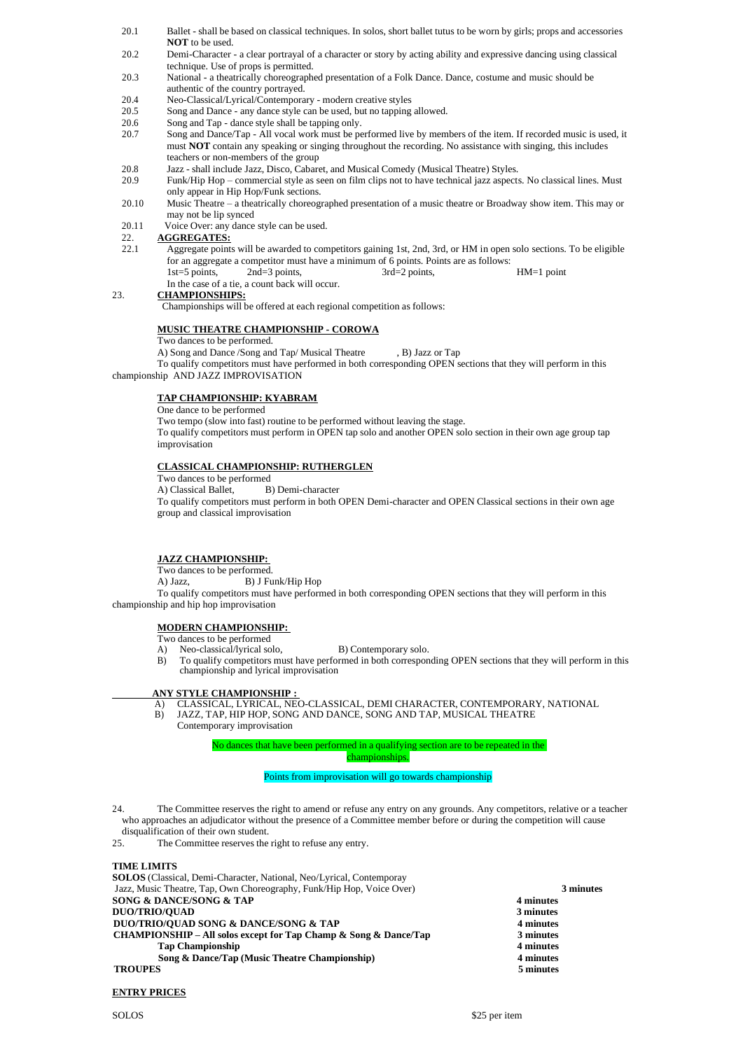20.1 Ballet - shall be based on classical techniques. In solos, short ballet tutus to be worn by girls; props and accessories **NOT** to be used.

20.2 Demi-Character - a clear portrayal of a character or story by acting ability and expressive dancing using classical technique. Use of props is permitted.

20.3 National - a theatrically choreographed presentation of a Folk Dance. Dance, costume and music should be authentic of the country portrayed.

20.4 Neo-Classical/Lyrical/Contemporary - modern creative styles

20.5 Song and Dance - any dance style can be used, but no tapping allowed.

20.6 Song and Tap - dance style shall be tapping only.

20.7 Song and Dance/Tap - All vocal work must be performed live by members of the item. If recorded music is used, it must **NOT** contain any speaking or singing throughout the recording. No assistance with singing, this includes teachers or non-members of the group

20.8 Jazz - shall include Jazz, Disco, Cabaret, and Musical Comedy (Musical Theatre) Styles.

20.9 Funk/Hip Hop – commercial style as seen on film clips not to have technical jazz aspects. No classical lines. Must only appear in Hip Hop/Funk sections.

20.10 Music Theatre – a theatrically choreographed presentation of a music theatre or Broadway show item. This may or may not be lip synced

20.11 Voice Over: any dance style can be used.

22. **AGGREGATES:**

22.1 Aggregate points will be awarded to competitors gaining 1st, 2nd, 3rd, or HM in open solo sections. To be eligible for an aggregate a competitor must have a minimum of 6 points. Points are as follows:
1st=5 points, 2nd=3 points, 3rd=2 points, HM=1 point
In the case of a tie, a count back will occur.

23. **CHAMPIONSHIPS:**

Championships will be offered at each regional competition as follows:

**MUSIC THEATRE CHAMPIONSHIP - COROWA**

Two dances to be performed.
A) Song and Dance /Song and Tap/ Musical Theatre , B) Jazz or Tap
To qualify competitors must have performed in both corresponding OPEN sections that they will perform in this championship AND JAZZ IMPROVISATION

**TAP CHAMPIONSHIP: KYABRAM**

One dance to be performed
Two tempo (slow into fast) routine to be performed without leaving the stage.
To qualify competitors must perform in OPEN tap solo and another OPEN solo section in their own age group tap improvisation

**CLASSICAL CHAMPIONSHIP: RUTHERGLEN**

Two dances to be performed
A) Classical Ballet, B) Demi-character
To qualify competitors must perform in both OPEN Demi-character and OPEN Classical sections in their own age group and classical improvisation

**JAZZ CHAMPIONSHIP:**

Two dances to be performed.
A) Jazz, B) J Funk/Hip Hop
To qualify competitors must have performed in both corresponding OPEN sections that they will perform in this championship and hip hop improvisation

**MODERN CHAMPIONSHIP:**

Two dances to be performed
A) Neo-classical/lyrical solo, B) Contemporary solo.
B) To qualify competitors must have performed in both corresponding OPEN sections that they will perform in this championship and lyrical improvisation

**ANY STYLE CHAMPIONSHIP :**

A) CLASSICAL, LYRICAL, NEO-CLASSICAL, DEMI CHARACTER, CONTEMPORARY, NATIONAL
B) JAZZ, TAP, HIP HOP, SONG AND DANCE, SONG AND TAP, MUSICAL THEATRE
Contemporary improvisation

No dances that have been performed in a qualifying section are to be repeated in the championships.

Points from improvisation will go towards championship

24. The Committee reserves the right to amend or refuse any entry on any grounds. Any competitors, relative or a teacher who approaches an adjudicator without the presence of a Committee member before or during the competition will cause disqualification of their own student.

25. The Committee reserves the right to refuse any entry.

**TIME LIMITS**

| | |
|---|---|
| **SOLOS** (Classical, Demi-Character, National, Neo/Lyrical, Contemporay Jazz, Music Theatre, Tap, Own Choreography, Funk/Hip Hop, Voice Over) | **3 minutes** |
| **SONG & DANCE/SONG & TAP** | **4 minutes** |
| **DUO/TRIO/QUAD** | **3 minutes** |
| **DUO/TRIO/QUAD SONG & DANCE/SONG & TAP** | **4 minutes** |
| **CHAMPIONSHIP – All solos except for Tap Champ & Song & Dance/Tap** | **3 minutes** |
| **Tap Championship** | **4 minutes** |
| **Song & Dance/Tap (Music Theatre Championship)** | **4 minutes** |
| **TROUPES** | **5 minutes** |

**ENTRY PRICES**

SOLOS $25 per item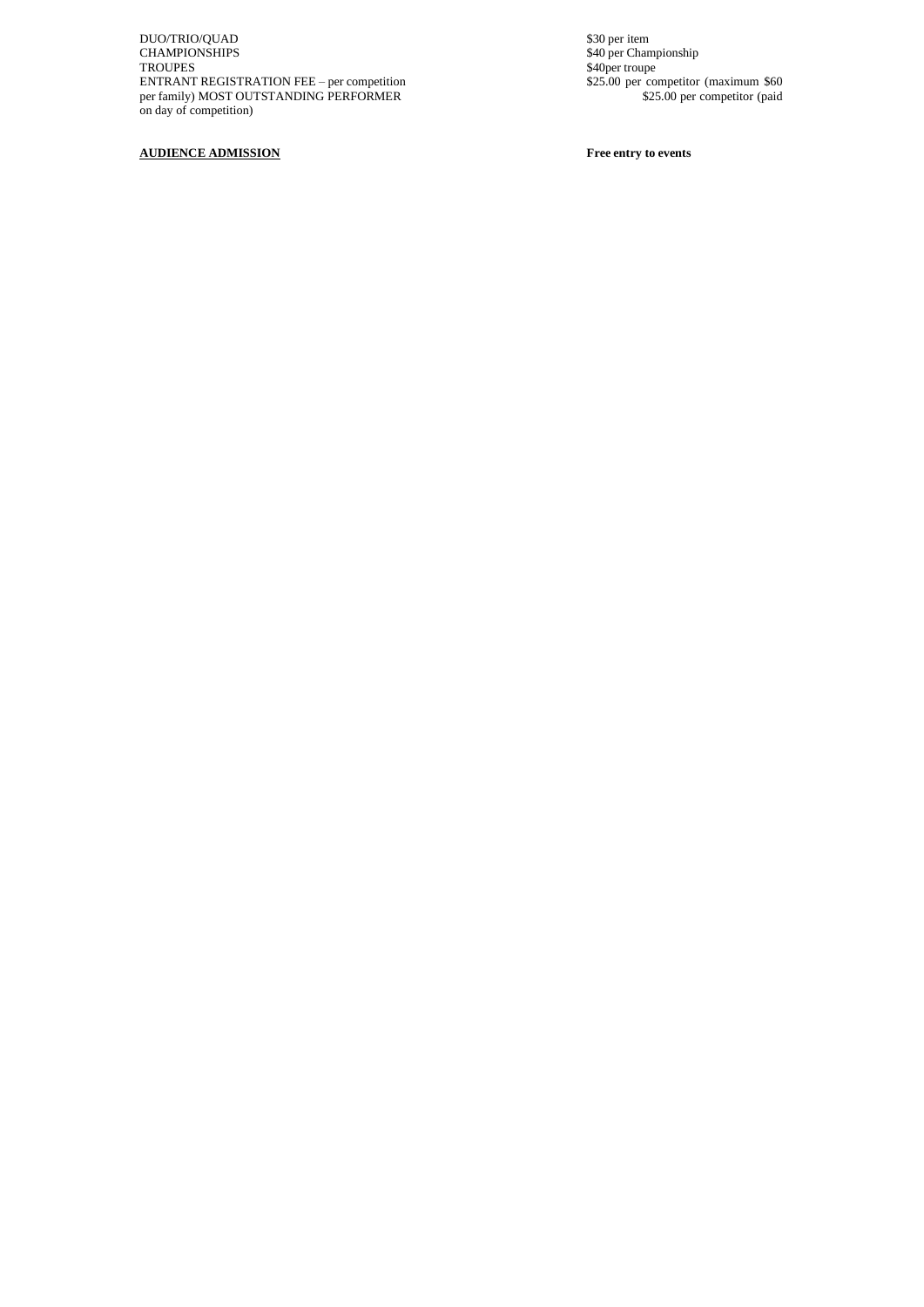| | |
|---|---|
| DUO/TRIO/QUAD | $30 per item |
| CHAMPIONSHIPS | $40 per Championship |
| TROUPES | $40per troupe |
| ENTRANT REGISTRATION FEE – per competition | $25.00 per competitor (maximum $60 per family) |
| MOST OUTSTANDING PERFORMER | $25.00 per competitor (paid on day of competition) |

**AUDIENCE ADMISSION** **Free entry to events**